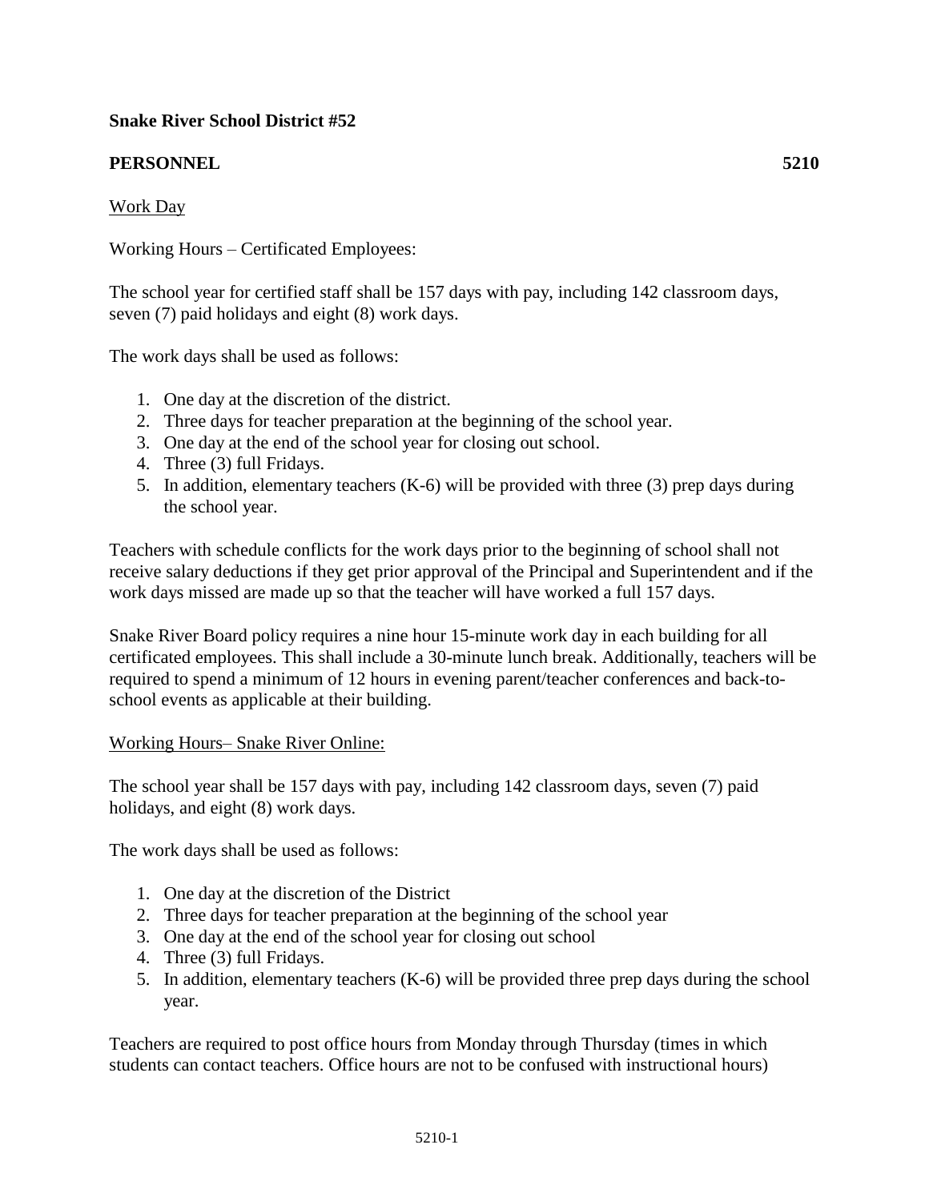**Snake River School District #52**

**PERSONNEL 5210**

Work Day

Working Hours – Certificated Employees:

The school year for certified staff shall be 157 days with pay, including 142 classroom days, seven (7) paid holidays and eight (8) work days.

The work days shall be used as follows:

1. One day at the discretion of the district.
2. Three days for teacher preparation at the beginning of the school year.
3. One day at the end of the school year for closing out school.
4. Three (3) full Fridays.
5. In addition, elementary teachers (K-6) will be provided with three (3) prep days during the school year.

Teachers with schedule conflicts for the work days prior to the beginning of school shall not receive salary deductions if they get prior approval of the Principal and Superintendent and if the work days missed are made up so that the teacher will have worked a full 157 days.

Snake River Board policy requires a nine hour 15-minute work day in each building for all certificated employees. This shall include a 30-minute lunch break. Additionally, teachers will be required to spend a minimum of 12 hours in evening parent/teacher conferences and back-to-school events as applicable at their building.

Working Hours– Snake River Online:

The school year shall be 157 days with pay, including 142 classroom days, seven (7) paid holidays, and eight (8) work days.

The work days shall be used as follows:

1. One day at the discretion of the District
2. Three days for teacher preparation at the beginning of the school year
3. One day at the end of the school year for closing out school
4. Three (3) full Fridays.
5. In addition, elementary teachers (K-6) will be provided three prep days during the school year.

Teachers are required to post office hours from Monday through Thursday (times in which students can contact teachers. Office hours are not to be confused with instructional hours)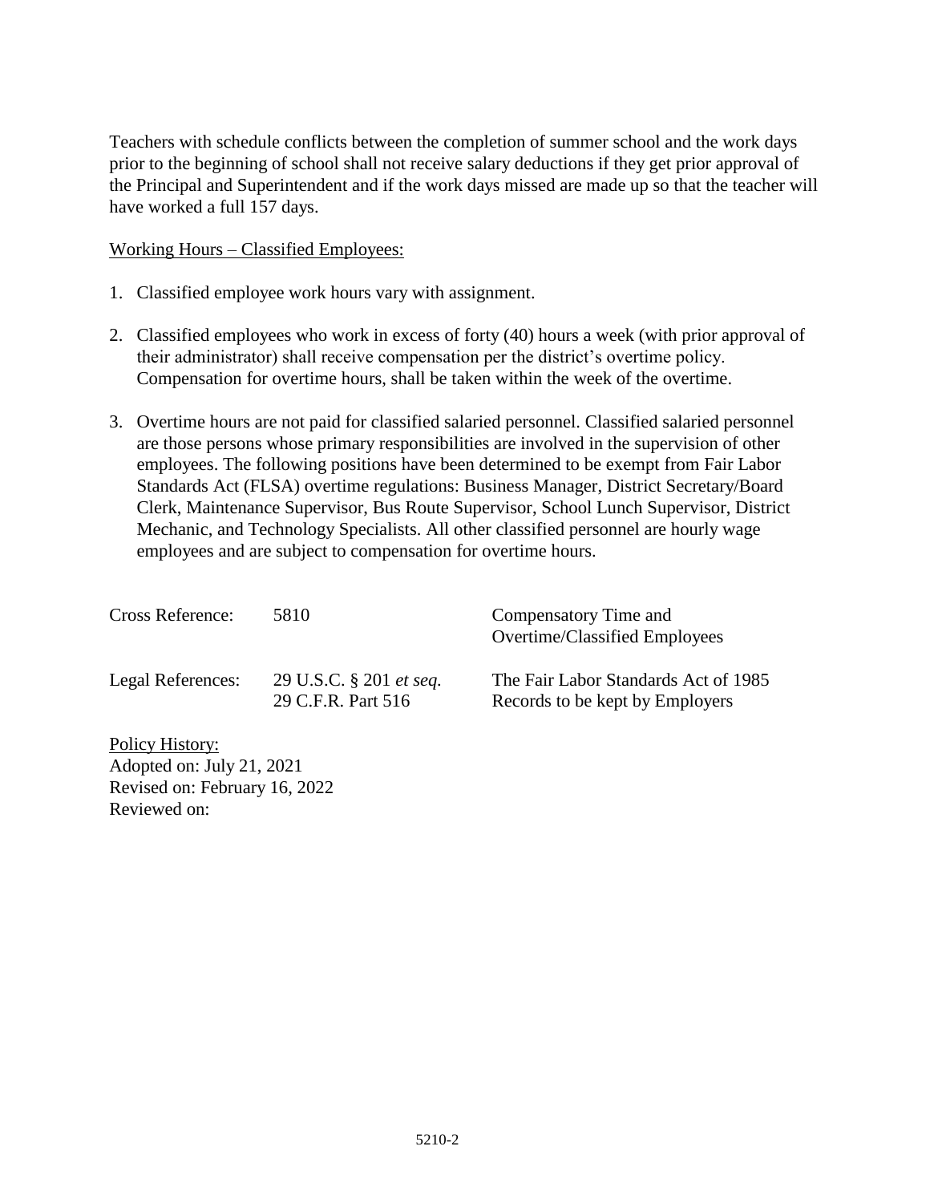Teachers with schedule conflicts between the completion of summer school and the work days prior to the beginning of school shall not receive salary deductions if they get prior approval of the Principal and Superintendent and if the work days missed are made up so that the teacher will have worked a full 157 days.

Working Hours – Classified Employees:

1. Classified employee work hours vary with assignment.

2. Classified employees who work in excess of forty (40) hours a week (with prior approval of their administrator) shall receive compensation per the district's overtime policy. Compensation for overtime hours, shall be taken within the week of the overtime.

3. Overtime hours are not paid for classified salaried personnel. Classified salaried personnel are those persons whose primary responsibilities are involved in the supervision of other employees. The following positions have been determined to be exempt from Fair Labor Standards Act (FLSA) overtime regulations: Business Manager, District Secretary/Board Clerk, Maintenance Supervisor, Bus Route Supervisor, School Lunch Supervisor, District Mechanic, and Technology Specialists. All other classified personnel are hourly wage employees and are subject to compensation for overtime hours.

| | | |
|---|---|---|
| Cross Reference: | 5810 | Compensatory Time and Overtime/Classified Employees |
| Legal References: | 29 U.S.C. § 201 *et seq.* | The Fair Labor Standards Act of 1985 |
| | 29 C.F.R. Part 516 | Records to be kept by Employers |

Policy History:
Adopted on: July 21, 2021
Revised on: February 16, 2022
Reviewed on: